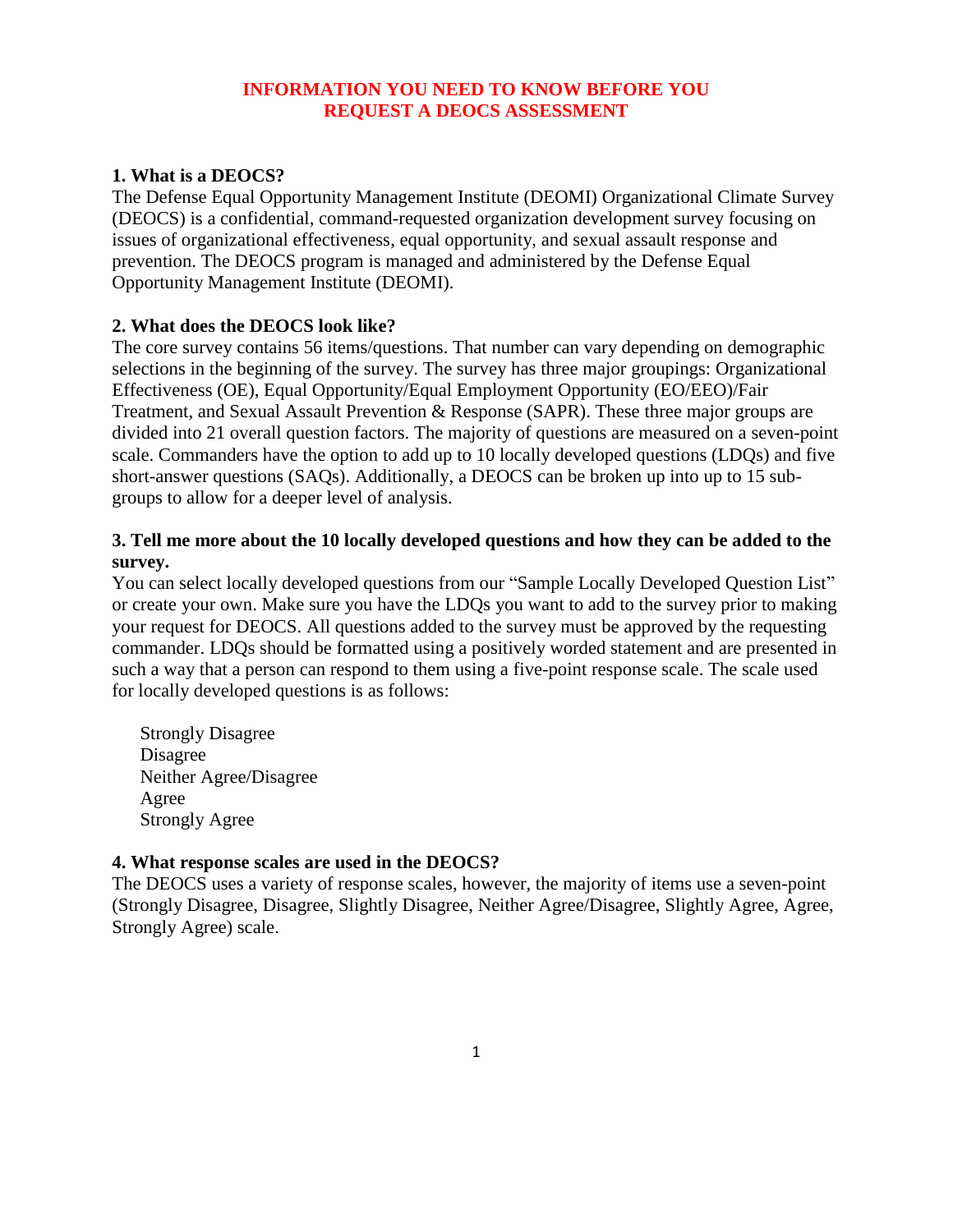# INFORMATION YOU NEED TO KNOW BEFORE YOU REQUEST A DEOCS ASSESSMENT

## 1. What is a DEOCS?

The Defense Equal Opportunity Management Institute (DEOMI) Organizational Climate Survey (DEOCS) is a confidential, command-requested organization development survey focusing on issues of organizational effectiveness, equal opportunity, and sexual assault response and prevention. The DEOCS program is managed and administered by the Defense Equal Opportunity Management Institute (DEOMI).

## 2. What does the DEOCS look like?

The core survey contains 56 items/questions. That number can vary depending on demographic selections in the beginning of the survey. The survey has three major groupings: Organizational Effectiveness (OE), Equal Opportunity/Equal Employment Opportunity (EO/EEO)/Fair Treatment, and Sexual Assault Prevention & Response (SAPR). These three major groups are divided into 21 overall question factors. The majority of questions are measured on a seven-point scale. Commanders have the option to add up to 10 locally developed questions (LDQs) and five short-answer questions (SAQs). Additionally, a DEOCS can be broken up into up to 15 sub-groups to allow for a deeper level of analysis.

## 3. Tell me more about the 10 locally developed questions and how they can be added to the survey.

You can select locally developed questions from our "Sample Locally Developed Question List" or create your own. Make sure you have the LDQs you want to add to the survey prior to making your request for DEOCS. All questions added to the survey must be approved by the requesting commander. LDQs should be formatted using a positively worded statement and are presented in such a way that a person can respond to them using a five-point response scale. The scale used for locally developed questions is as follows:

- Strongly Disagree
- Disagree
- Neither Agree/Disagree
- Agree
- Strongly Agree

## 4. What response scales are used in the DEOCS?

The DEOCS uses a variety of response scales, however, the majority of items use a seven-point (Strongly Disagree, Disagree, Slightly Disagree, Neither Agree/Disagree, Slightly Agree, Agree, Strongly Agree) scale.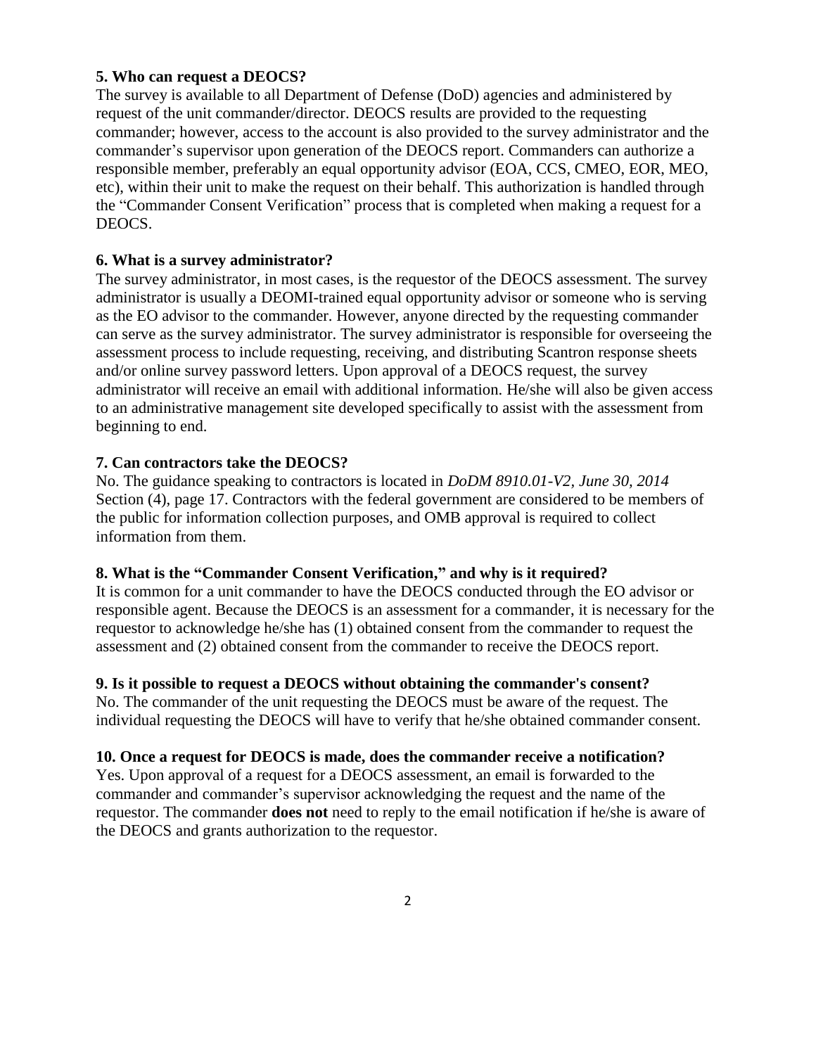**5. Who can request a DEOCS?**

The survey is available to all Department of Defense (DoD) agencies and administered by request of the unit commander/director. DEOCS results are provided to the requesting commander; however, access to the account is also provided to the survey administrator and the commander's supervisor upon generation of the DEOCS report. Commanders can authorize a responsible member, preferably an equal opportunity advisor (EOA, CCS, CMEO, EOR, MEO, etc), within their unit to make the request on their behalf. This authorization is handled through the "Commander Consent Verification" process that is completed when making a request for a DEOCS.

**6. What is a survey administrator?**

The survey administrator, in most cases, is the requestor of the DEOCS assessment. The survey administrator is usually a DEOMI-trained equal opportunity advisor or someone who is serving as the EO advisor to the commander. However, anyone directed by the requesting commander can serve as the survey administrator. The survey administrator is responsible for overseeing the assessment process to include requesting, receiving, and distributing Scantron response sheets and/or online survey password letters. Upon approval of a DEOCS request, the survey administrator will receive an email with additional information. He/she will also be given access to an administrative management site developed specifically to assist with the assessment from beginning to end.

**7. Can contractors take the DEOCS?**

No. The guidance speaking to contractors is located in *DoDM 8910.01-V2, June 30, 2014* Section (4), page 17. Contractors with the federal government are considered to be members of the public for information collection purposes, and OMB approval is required to collect information from them.

**8. What is the "Commander Consent Verification," and why is it required?**

It is common for a unit commander to have the DEOCS conducted through the EO advisor or responsible agent. Because the DEOCS is an assessment for a commander, it is necessary for the requestor to acknowledge he/she has (1) obtained consent from the commander to request the assessment and (2) obtained consent from the commander to receive the DEOCS report.

**9. Is it possible to request a DEOCS without obtaining the commander's consent?**

No. The commander of the unit requesting the DEOCS must be aware of the request. The individual requesting the DEOCS will have to verify that he/she obtained commander consent.

**10. Once a request for DEOCS is made, does the commander receive a notification?**

Yes. Upon approval of a request for a DEOCS assessment, an email is forwarded to the commander and commander's supervisor acknowledging the request and the name of the requestor. The commander **does not** need to reply to the email notification if he/she is aware of the DEOCS and grants authorization to the requestor.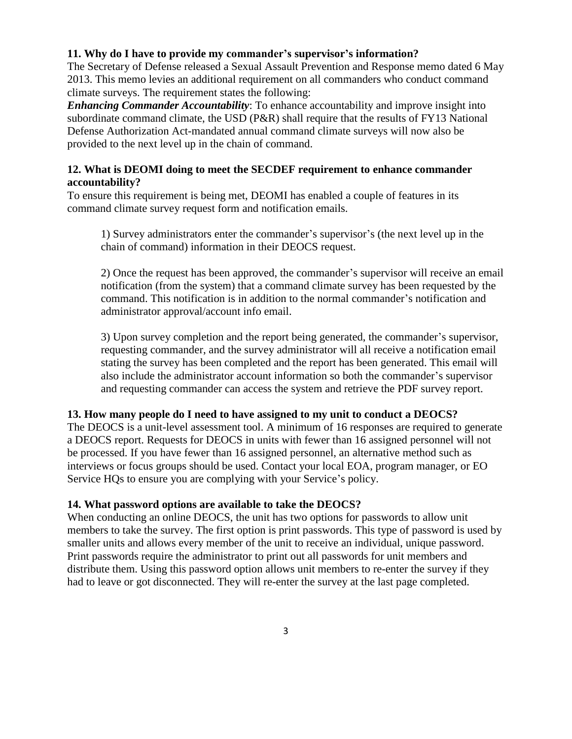**11. Why do I have to provide my commander's supervisor's information?**

The Secretary of Defense released a Sexual Assault Prevention and Response memo dated 6 May 2013. This memo levies an additional requirement on all commanders who conduct command climate surveys. The requirement states the following:

***Enhancing Commander Accountability***: To enhance accountability and improve insight into subordinate command climate, the USD (P&R) shall require that the results of FY13 National Defense Authorization Act-mandated annual command climate surveys will now also be provided to the next level up in the chain of command.

**12. What is DEOMI doing to meet the SECDEF requirement to enhance commander accountability?**

To ensure this requirement is being met, DEOMI has enabled a couple of features in its command climate survey request form and notification emails.

1) Survey administrators enter the commander's supervisor's (the next level up in the chain of command) information in their DEOCS request.

2) Once the request has been approved, the commander's supervisor will receive an email notification (from the system) that a command climate survey has been requested by the command. This notification is in addition to the normal commander's notification and administrator approval/account info email.

3) Upon survey completion and the report being generated, the commander's supervisor, requesting commander, and the survey administrator will all receive a notification email stating the survey has been completed and the report has been generated. This email will also include the administrator account information so both the commander's supervisor and requesting commander can access the system and retrieve the PDF survey report.

**13. How many people do I need to have assigned to my unit to conduct a DEOCS?**

The DEOCS is a unit-level assessment tool. A minimum of 16 responses are required to generate a DEOCS report. Requests for DEOCS in units with fewer than 16 assigned personnel will not be processed. If you have fewer than 16 assigned personnel, an alternative method such as interviews or focus groups should be used. Contact your local EOA, program manager, or EO Service HQs to ensure you are complying with your Service's policy.

**14. What password options are available to take the DEOCS?**

When conducting an online DEOCS, the unit has two options for passwords to allow unit members to take the survey. The first option is print passwords. This type of password is used by smaller units and allows every member of the unit to receive an individual, unique password. Print passwords require the administrator to print out all passwords for unit members and distribute them. Using this password option allows unit members to re-enter the survey if they had to leave or got disconnected. They will re-enter the survey at the last page completed.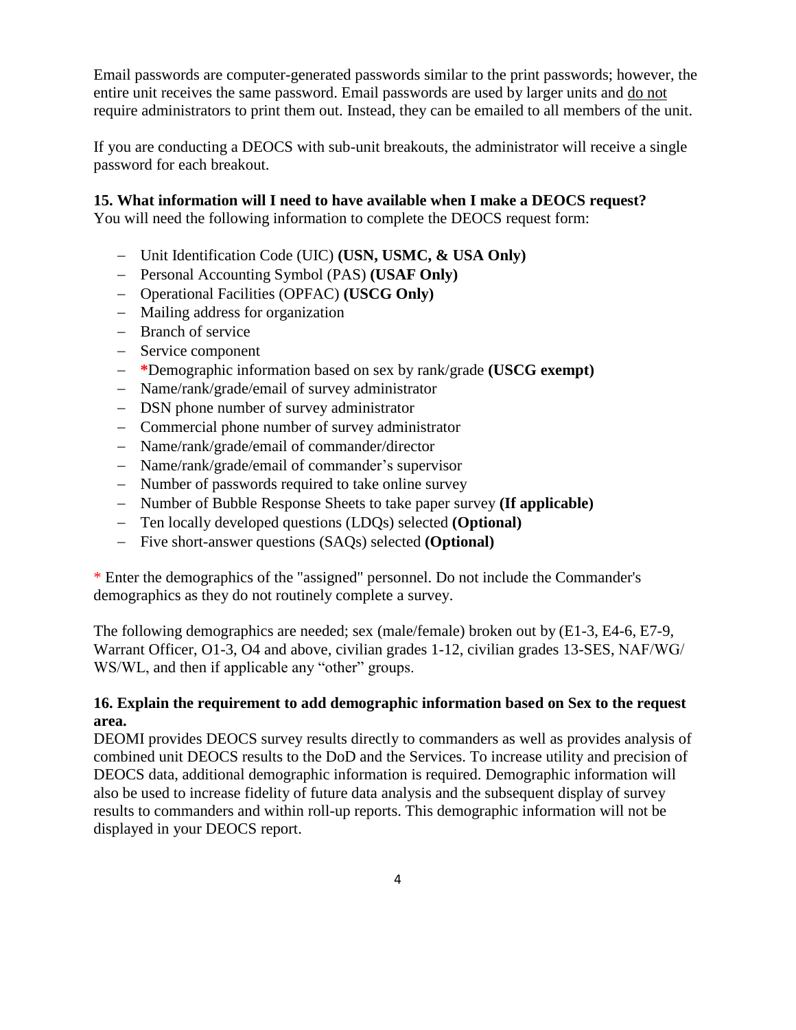Email passwords are computer-generated passwords similar to the print passwords; however, the entire unit receives the same password. Email passwords are used by larger units and do not require administrators to print them out. Instead, they can be emailed to all members of the unit.

If you are conducting a DEOCS with sub-unit breakouts, the administrator will receive a single password for each breakout.

**15. What information will I need to have available when I make a DEOCS request?**
You will need the following information to complete the DEOCS request form:

- Unit Identification Code (UIC) **(USN, USMC, & USA Only)**
- Personal Accounting Symbol (PAS) **(USAF Only)**
- Operational Facilities (OPFAC) **(USCG Only)**
- Mailing address for organization
- Branch of service
- Service component
- **\***Demographic information based on sex by rank/grade **(USCG exempt)**
- Name/rank/grade/email of survey administrator
- DSN phone number of survey administrator
- Commercial phone number of survey administrator
- Name/rank/grade/email of commander/director
- Name/rank/grade/email of commander's supervisor
- Number of passwords required to take online survey
- Number of Bubble Response Sheets to take paper survey **(If applicable)**
- Ten locally developed questions (LDQs) selected **(Optional)**
- Five short-answer questions (SAQs) selected **(Optional)**

\* Enter the demographics of the "assigned" personnel. Do not include the Commander's demographics as they do not routinely complete a survey.

The following demographics are needed; sex (male/female) broken out by (E1-3, E4-6, E7-9, Warrant Officer, O1-3, O4 and above, civilian grades 1-12, civilian grades 13-SES, NAF/WG/WS/WL, and then if applicable any "other" groups.

**16. Explain the requirement to add demographic information based on Sex to the request area.**
DEOMI provides DEOCS survey results directly to commanders as well as provides analysis of combined unit DEOCS results to the DoD and the Services. To increase utility and precision of DEOCS data, additional demographic information is required. Demographic information will also be used to increase fidelity of future data analysis and the subsequent display of survey results to commanders and within roll-up reports. This demographic information will not be displayed in your DEOCS report.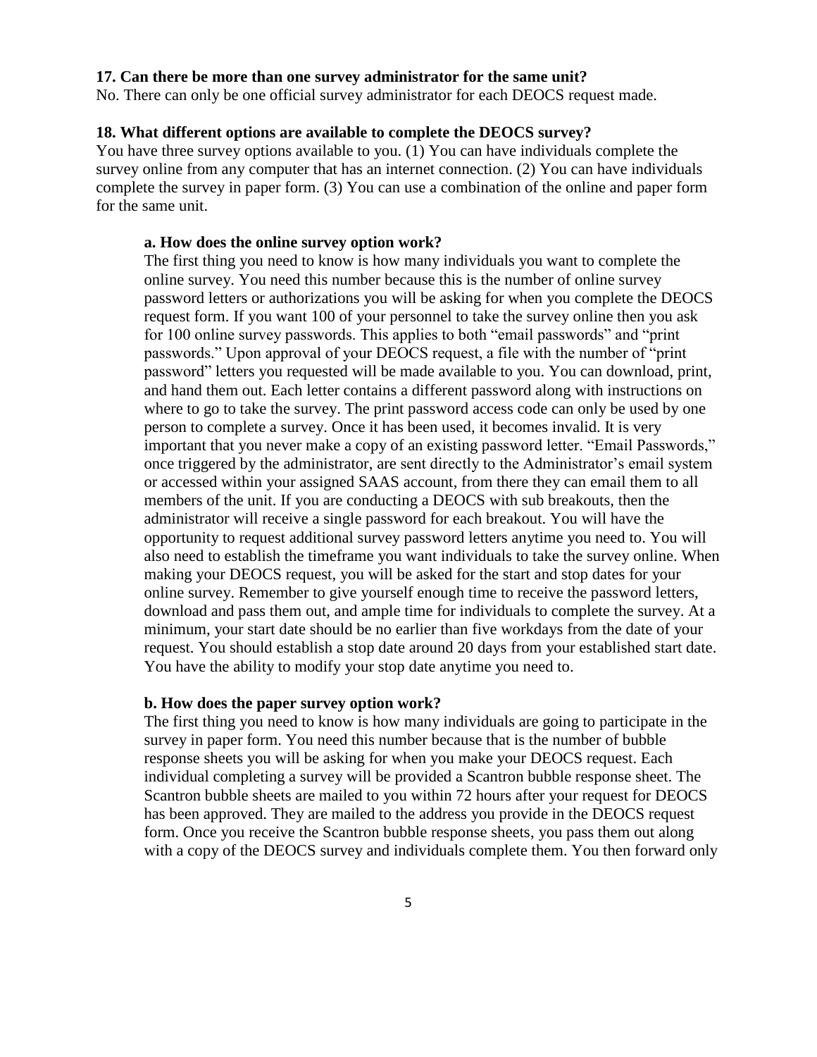**17. Can there be more than one survey administrator for the same unit?**

No. There can only be one official survey administrator for each DEOCS request made.

**18. What different options are available to complete the DEOCS survey?**

You have three survey options available to you. (1) You can have individuals complete the survey online from any computer that has an internet connection. (2) You can have individuals complete the survey in paper form. (3) You can use a combination of the online and paper form for the same unit.

**a. How does the online survey option work?**

The first thing you need to know is how many individuals you want to complete the online survey. You need this number because this is the number of online survey password letters or authorizations you will be asking for when you complete the DEOCS request form. If you want 100 of your personnel to take the survey online then you ask for 100 online survey passwords. This applies to both "email passwords" and "print passwords." Upon approval of your DEOCS request, a file with the number of "print password" letters you requested will be made available to you. You can download, print, and hand them out. Each letter contains a different password along with instructions on where to go to take the survey. The print password access code can only be used by one person to complete a survey. Once it has been used, it becomes invalid. It is very important that you never make a copy of an existing password letter. "Email Passwords," once triggered by the administrator, are sent directly to the Administrator's email system or accessed within your assigned SAAS account, from there they can email them to all members of the unit. If you are conducting a DEOCS with sub breakouts, then the administrator will receive a single password for each breakout. You will have the opportunity to request additional survey password letters anytime you need to. You will also need to establish the timeframe you want individuals to take the survey online. When making your DEOCS request, you will be asked for the start and stop dates for your online survey. Remember to give yourself enough time to receive the password letters, download and pass them out, and ample time for individuals to complete the survey. At a minimum, your start date should be no earlier than five workdays from the date of your request. You should establish a stop date around 20 days from your established start date. You have the ability to modify your stop date anytime you need to.

**b. How does the paper survey option work?**

The first thing you need to know is how many individuals are going to participate in the survey in paper form. You need this number because that is the number of bubble response sheets you will be asking for when you make your DEOCS request. Each individual completing a survey will be provided a Scantron bubble response sheet. The Scantron bubble sheets are mailed to you within 72 hours after your request for DEOCS has been approved. They are mailed to the address you provide in the DEOCS request form. Once you receive the Scantron bubble response sheets, you pass them out along with a copy of the DEOCS survey and individuals complete them. You then forward only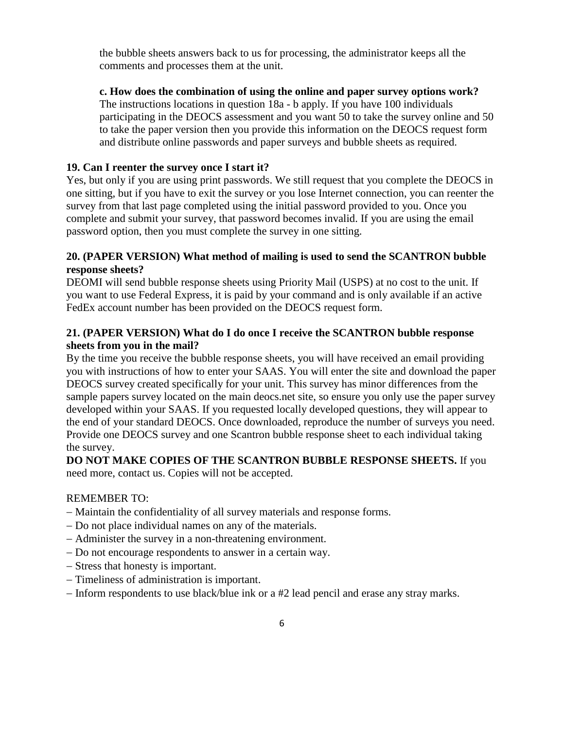the bubble sheets answers back to us for processing, the administrator keeps all the comments and processes them at the unit.

**c. How does the combination of using the online and paper survey options work?**
The instructions locations in question 18a - b apply. If you have 100 individuals participating in the DEOCS assessment and you want 50 to take the survey online and 50 to take the paper version then you provide this information on the DEOCS request form and distribute online passwords and paper surveys and bubble sheets as required.

**19. Can I reenter the survey once I start it?**

Yes, but only if you are using print passwords. We still request that you complete the DEOCS in one sitting, but if you have to exit the survey or you lose Internet connection, you can reenter the survey from that last page completed using the initial password provided to you. Once you complete and submit your survey, that password becomes invalid. If you are using the email password option, then you must complete the survey in one sitting.

**20. (PAPER VERSION) What method of mailing is used to send the SCANTRON bubble response sheets?**

DEOMI will send bubble response sheets using Priority Mail (USPS) at no cost to the unit. If you want to use Federal Express, it is paid by your command and is only available if an active FedEx account number has been provided on the DEOCS request form.

**21. (PAPER VERSION) What do I do once I receive the SCANTRON bubble response sheets from you in the mail?**

By the time you receive the bubble response sheets, you will have received an email providing you with instructions of how to enter your SAAS. You will enter the site and download the paper DEOCS survey created specifically for your unit. This survey has minor differences from the sample papers survey located on the main deocs.net site, so ensure you only use the paper survey developed within your SAAS. If you requested locally developed questions, they will appear to the end of your standard DEOCS. Once downloaded, reproduce the number of surveys you need. Provide one DEOCS survey and one Scantron bubble response sheet to each individual taking the survey.

**DO NOT MAKE COPIES OF THE SCANTRON BUBBLE RESPONSE SHEETS.** If you need more, contact us. Copies will not be accepted.

REMEMBER TO:

- Maintain the confidentiality of all survey materials and response forms.
- Do not place individual names on any of the materials.
- Administer the survey in a non-threatening environment.
- Do not encourage respondents to answer in a certain way.
- Stress that honesty is important.
- Timeliness of administration is important.
- Inform respondents to use black/blue ink or a #2 lead pencil and erase any stray marks.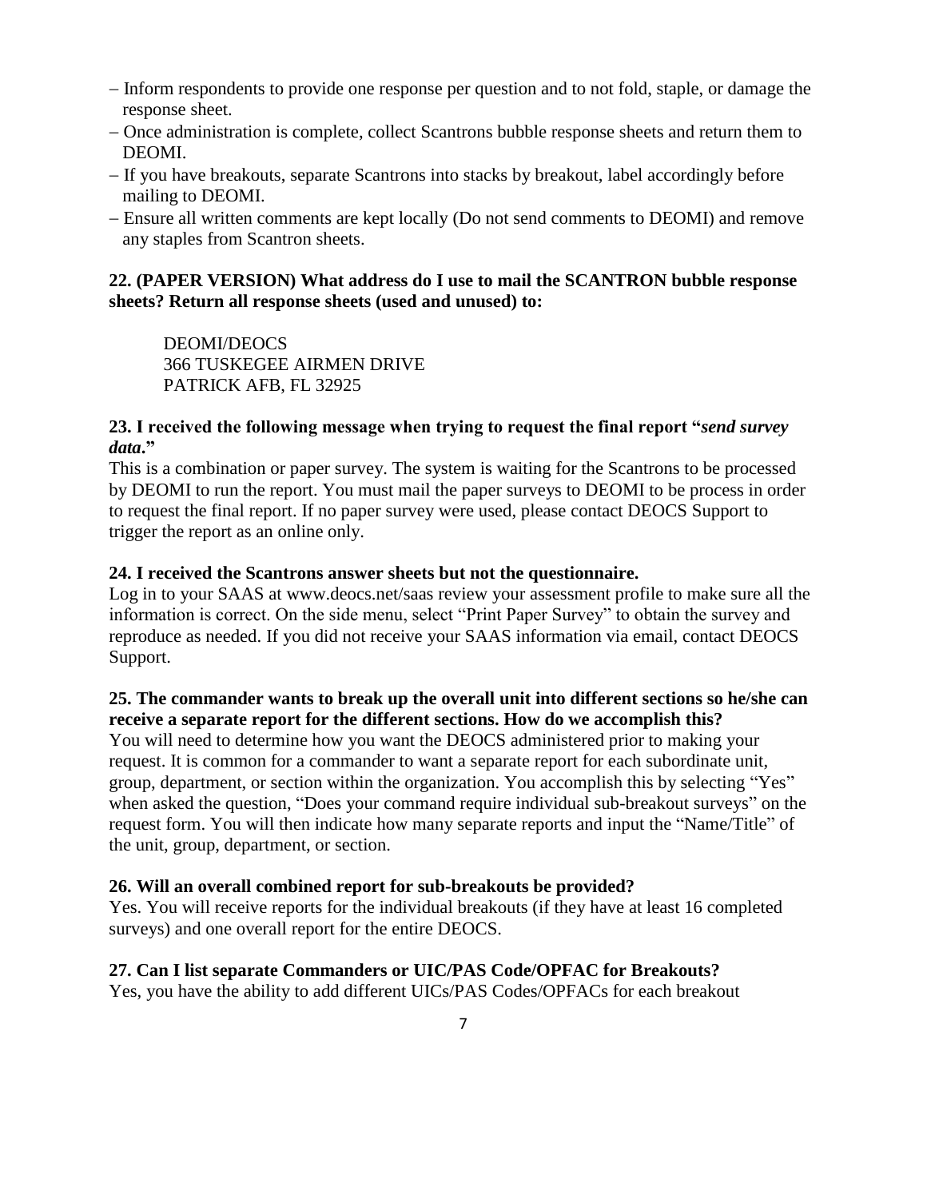- Inform respondents to provide one response per question and to not fold, staple, or damage the response sheet.
- Once administration is complete, collect Scantrons bubble response sheets and return them to DEOMI.
- If you have breakouts, separate Scantrons into stacks by breakout, label accordingly before mailing to DEOMI.
- Ensure all written comments are kept locally (Do not send comments to DEOMI) and remove any staples from Scantron sheets.

**22. (PAPER VERSION) What address do I use to mail the SCANTRON bubble response sheets? Return all response sheets (used and unused) to:**

DEOMI/DEOCS
366 TUSKEGEE AIRMEN DRIVE
PATRICK AFB, FL 32925

**23. I received the following message when trying to request the final report "*send survey data*."**

This is a combination or paper survey. The system is waiting for the Scantrons to be processed by DEOMI to run the report. You must mail the paper surveys to DEOMI to be process in order to request the final report. If no paper survey were used, please contact DEOCS Support to trigger the report as an online only.

**24. I received the Scantrons answer sheets but not the questionnaire.**

Log in to your SAAS at www.deocs.net/saas review your assessment profile to make sure all the information is correct. On the side menu, select "Print Paper Survey" to obtain the survey and reproduce as needed. If you did not receive your SAAS information via email, contact DEOCS Support.

**25. The commander wants to break up the overall unit into different sections so he/she can receive a separate report for the different sections. How do we accomplish this?**

You will need to determine how you want the DEOCS administered prior to making your request. It is common for a commander to want a separate report for each subordinate unit, group, department, or section within the organization. You accomplish this by selecting "Yes" when asked the question, "Does your command require individual sub-breakout surveys" on the request form. You will then indicate how many separate reports and input the "Name/Title" of the unit, group, department, or section.

**26. Will an overall combined report for sub-breakouts be provided?**

Yes. You will receive reports for the individual breakouts (if they have at least 16 completed surveys) and one overall report for the entire DEOCS.

**27. Can I list separate Commanders or UIC/PAS Code/OPFAC for Breakouts?**

Yes, you have the ability to add different UICs/PAS Codes/OPFACs for each breakout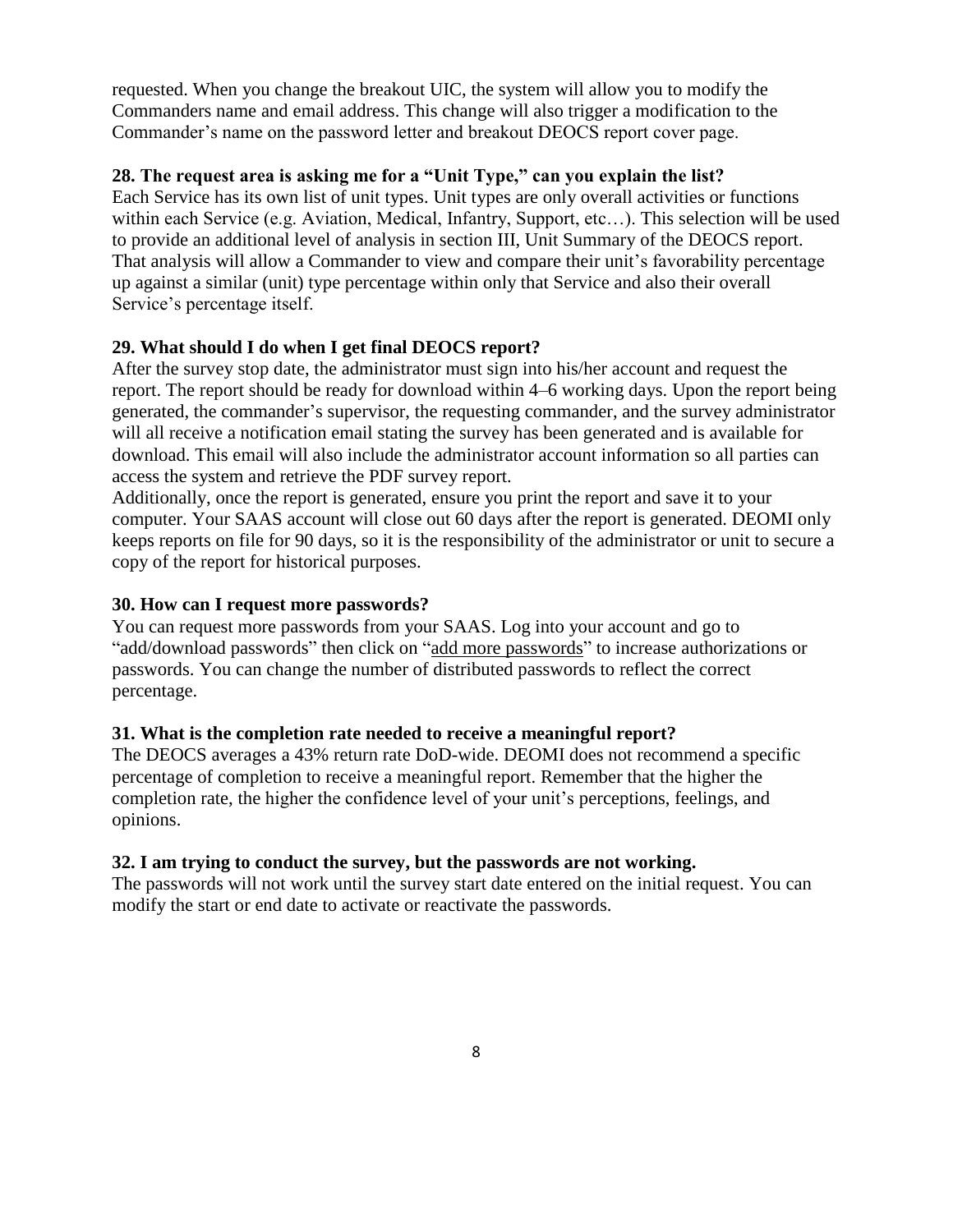requested. When you change the breakout UIC, the system will allow you to modify the Commanders name and email address. This change will also trigger a modification to the Commander's name on the password letter and breakout DEOCS report cover page.

**28. The request area is asking me for a "Unit Type," can you explain the list?**

Each Service has its own list of unit types. Unit types are only overall activities or functions within each Service (e.g. Aviation, Medical, Infantry, Support, etc…). This selection will be used to provide an additional level of analysis in section III, Unit Summary of the DEOCS report. That analysis will allow a Commander to view and compare their unit's favorability percentage up against a similar (unit) type percentage within only that Service and also their overall Service's percentage itself.

**29. What should I do when I get final DEOCS report?**

After the survey stop date, the administrator must sign into his/her account and request the report. The report should be ready for download within 4–6 working days. Upon the report being generated, the commander's supervisor, the requesting commander, and the survey administrator will all receive a notification email stating the survey has been generated and is available for download. This email will also include the administrator account information so all parties can access the system and retrieve the PDF survey report.

Additionally, once the report is generated, ensure you print the report and save it to your computer. Your SAAS account will close out 60 days after the report is generated. DEOMI only keeps reports on file for 90 days, so it is the responsibility of the administrator or unit to secure a copy of the report for historical purposes.

**30. How can I request more passwords?**

You can request more passwords from your SAAS. Log into your account and go to "add/download passwords" then click on "add more passwords" to increase authorizations or passwords. You can change the number of distributed passwords to reflect the correct percentage.

**31. What is the completion rate needed to receive a meaningful report?**

The DEOCS averages a 43% return rate DoD-wide. DEOMI does not recommend a specific percentage of completion to receive a meaningful report. Remember that the higher the completion rate, the higher the confidence level of your unit's perceptions, feelings, and opinions.

**32. I am trying to conduct the survey, but the passwords are not working.**

The passwords will not work until the survey start date entered on the initial request. You can modify the start or end date to activate or reactivate the passwords.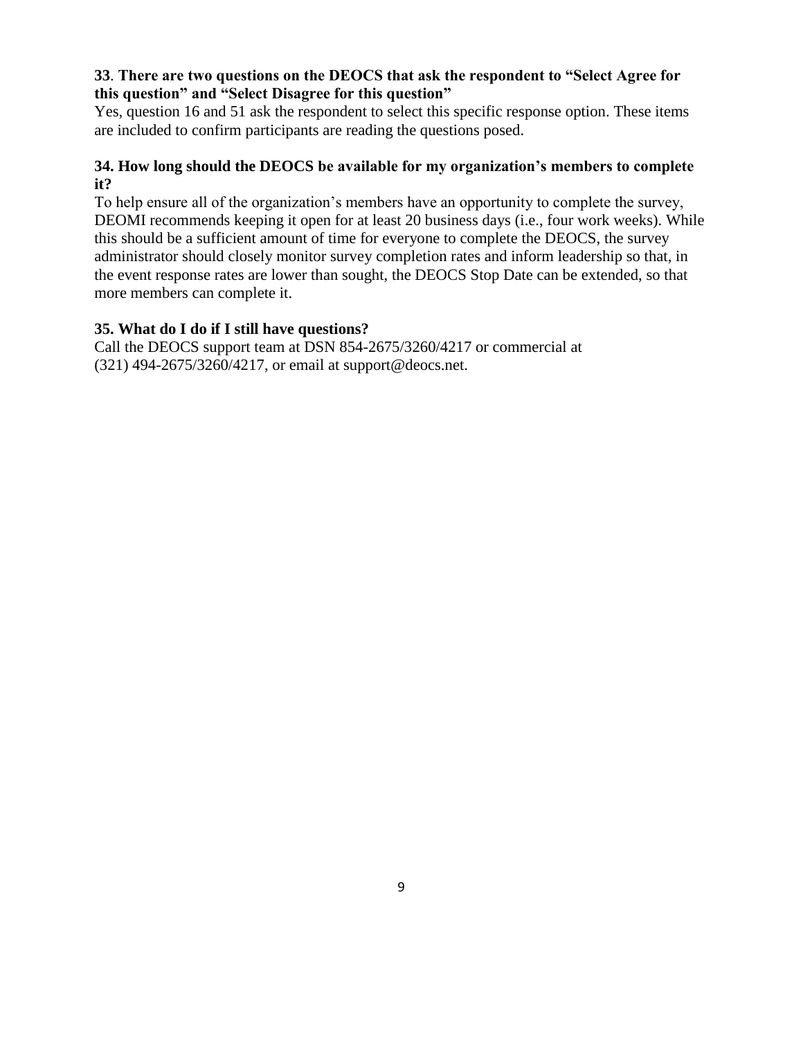**33**. **There are two questions on the DEOCS that ask the respondent to "Select Agree for this question" and "Select Disagree for this question"**

Yes, question 16 and 51 ask the respondent to select this specific response option. These items are included to confirm participants are reading the questions posed.

**34. How long should the DEOCS be available for my organization's members to complete it?**

To help ensure all of the organization's members have an opportunity to complete the survey, DEOMI recommends keeping it open for at least 20 business days (i.e., four work weeks). While this should be a sufficient amount of time for everyone to complete the DEOCS, the survey administrator should closely monitor survey completion rates and inform leadership so that, in the event response rates are lower than sought, the DEOCS Stop Date can be extended, so that more members can complete it.

**35. What do I do if I still have questions?**

Call the DEOCS support team at DSN 854-2675/3260/4217 or commercial at (321) 494-2675/3260/4217, or email at support@deocs.net.